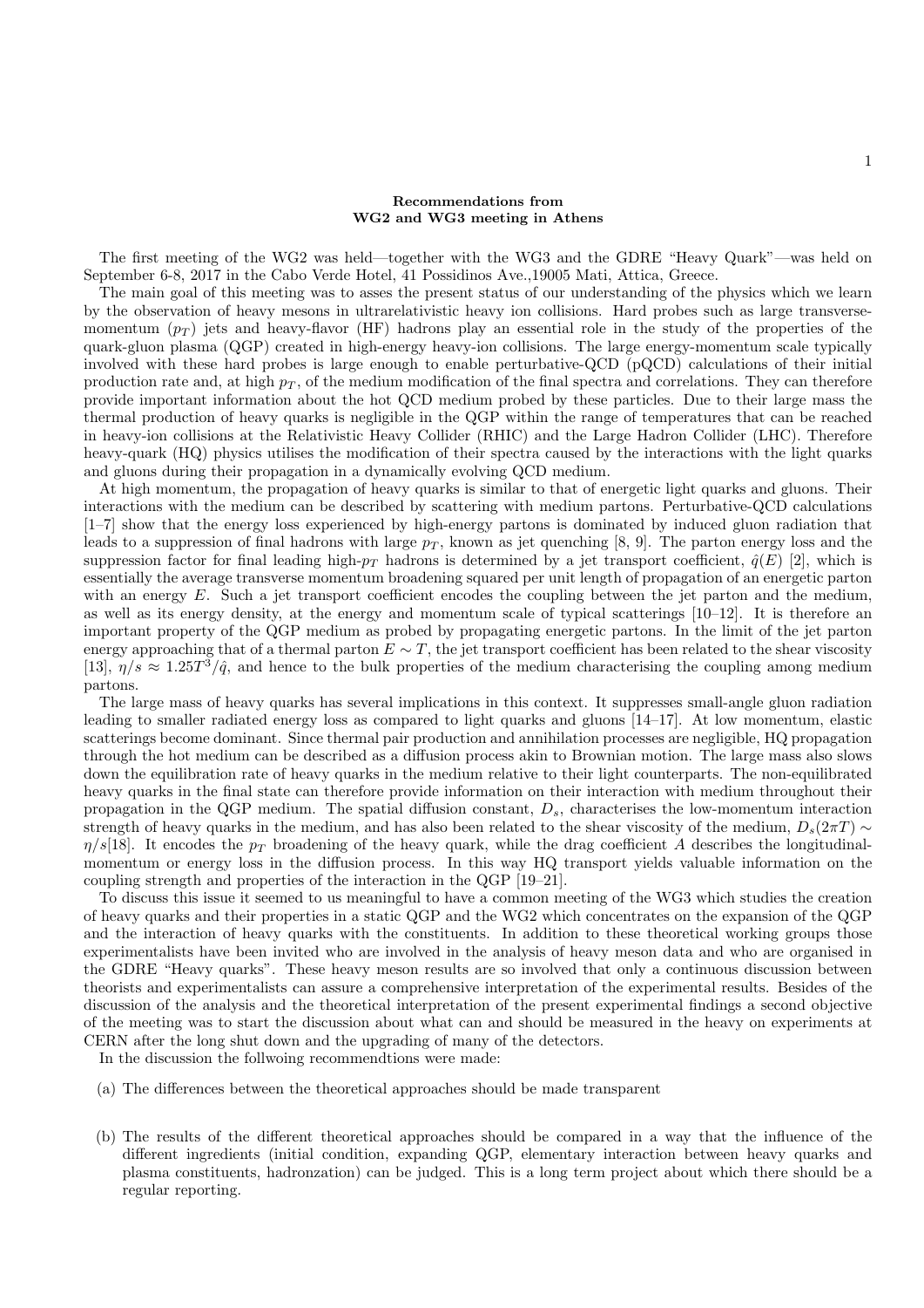**Recommendations from**
**WG2 and WG3 meeting in Athens**

The first meeting of the WG2 was held—together with the WG3 and the GDRE "Heavy Quark"—was held on September 6-8, 2017 in the Cabo Verde Hotel, 41 Possidinos Ave.,19005 Mati, Attica, Greece.

The main goal of this meeting was to asses the present status of our understanding of the physics which we learn by the observation of heavy mesons in ultrarelativistic heavy ion collisions. Hard probes such as large transverse-momentum ($p_T$) jets and heavy-flavor (HF) hadrons play an essential role in the study of the properties of the quark-gluon plasma (QGP) created in high-energy heavy-ion collisions. The large energy-momentum scale typically involved with these hard probes is large enough to enable perturbative-QCD (pQCD) calculations of their initial production rate and, at high $p_T$, of the medium modification of the final spectra and correlations. They can therefore provide important information about the hot QCD medium probed by these particles. Due to their large mass the thermal production of heavy quarks is negligible in the QGP within the range of temperatures that can be reached in heavy-ion collisions at the Relativistic Heavy Collider (RHIC) and the Large Hadron Collider (LHC). Therefore heavy-quark (HQ) physics utilises the modification of their spectra caused by the interactions with the light quarks and gluons during their propagation in a dynamically evolving QCD medium.

At high momentum, the propagation of heavy quarks is similar to that of energetic light quarks and gluons. Their interactions with the medium can be described by scattering with medium partons. Perturbative-QCD calculations [1–7] show that the energy loss experienced by high-energy partons is dominated by induced gluon radiation that leads to a suppression of final hadrons with large $p_T$, known as jet quenching [8, 9]. The parton energy loss and the suppression factor for final leading high-$p_T$ hadrons is determined by a jet transport coefficient, $\hat{q}(E)$ [2], which is essentially the average transverse momentum broadening squared per unit length of propagation of an energetic parton with an energy $E$. Such a jet transport coefficient encodes the coupling between the jet parton and the medium, as well as its energy density, at the energy and momentum scale of typical scatterings [10–12]. It is therefore an important property of the QGP medium as probed by propagating energetic partons. In the limit of the jet parton energy approaching that of a thermal parton $E \sim T$, the jet transport coefficient has been related to the shear viscosity [13], $\eta/s \approx 1.25T^3/\hat{q}$, and hence to the bulk properties of the medium characterising the coupling among medium partons.

The large mass of heavy quarks has several implications in this context. It suppresses small-angle gluon radiation leading to smaller radiated energy loss as compared to light quarks and gluons [14–17]. At low momentum, elastic scatterings become dominant. Since thermal pair production and annihilation processes are negligible, HQ propagation through the hot medium can be described as a diffusion process akin to Brownian motion. The large mass also slows down the equilibration rate of heavy quarks in the medium relative to their light counterparts. The non-equilibrated heavy quarks in the final state can therefore provide information on their interaction with medium throughout their propagation in the QGP medium. The spatial diffusion constant, $D_s$, characterises the low-momentum interaction strength of heavy quarks in the medium, and has also been related to the shear viscosity of the medium, $D_s(2\pi T) \sim \eta/s$[18]. It encodes the $p_T$ broadening of the heavy quark, while the drag coefficient $A$ describes the longitudinal-momentum or energy loss in the diffusion process. In this way HQ transport yields valuable information on the coupling strength and properties of the interaction in the QGP [19–21].

To discuss this issue it seemed to us meaningful to have a common meeting of the WG3 which studies the creation of heavy quarks and their properties in a static QGP and the WG2 which concentrates on the expansion of the QGP and the interaction of heavy quarks with the constituents. In addition to these theoretical working groups those experimentalists have been invited who are involved in the analysis of heavy meson data and who are organised in the GDRE "Heavy quarks". These heavy meson results are so involved that only a continuous discussion between theorists and experimentalists can assure a comprehensive interpretation of the experimental results. Besides of the discussion of the analysis and the theoretical interpretation of the present experimental findings a second objective of the meeting was to start the discussion about what can and should be measured in the heavy on experiments at CERN after the long shut down and the upgrading of many of the detectors.

In the discussion the follwoing recommendtions were made:

(a) The differences between the theoretical approaches should be made transparent

(b) The results of the different theoretical approaches should be compared in a way that the influence of the different ingredients (initial condition, expanding QGP, elementary interaction between heavy quarks and plasma constituents, hadronzation) can be judged. This is a long term project about which there should be a regular reporting.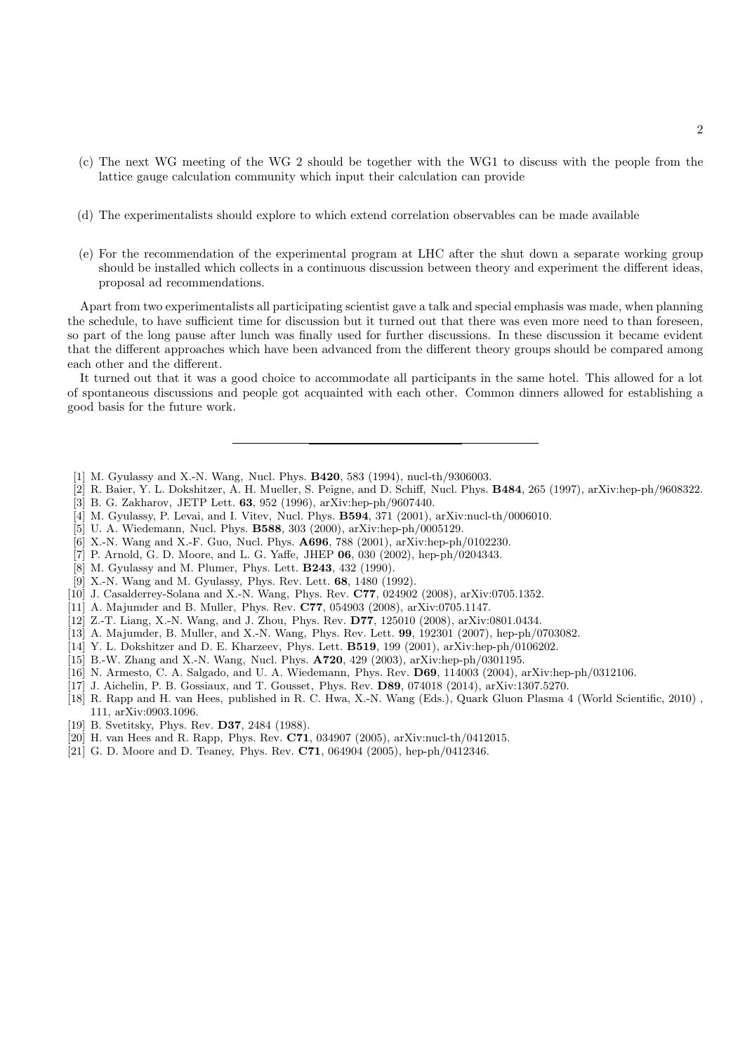(c) The next WG meeting of the WG 2 should be together with the WG1 to discuss with the people from the lattice gauge calculation community which input their calculation can provide

(d) The experimentalists should explore to which extend correlation observables can be made available

(e) For the recommendation of the experimental program at LHC after the shut down a separate working group should be installed which collects in a continuous discussion between theory and experiment the different ideas, proposal ad recommendations.

Apart from two experimentalists all participating scientist gave a talk and special emphasis was made, when planning the schedule, to have sufficient time for discussion but it turned out that there was even more need to than foreseen, so part of the long pause after lunch was finally used for further discussions. In these discussion it became evident that the different approaches which have been advanced from the different theory groups should be compared among each other and the different.

It turned out that it was a good choice to accommodate all participants in the same hotel. This allowed for a lot of spontaneous discussions and people got acquainted with each other. Common dinners allowed for establishing a good basis for the future work.

---

[1] M. Gyulassy and X.-N. Wang, Nucl. Phys. **B420**, 583 (1994), nucl-th/9306003.
[2] R. Baier, Y. L. Dokshitzer, A. H. Mueller, S. Peigne, and D. Schiff, Nucl. Phys. **B484**, 265 (1997), arXiv:hep-ph/9608322.
[3] B. G. Zakharov, JETP Lett. **63**, 952 (1996), arXiv:hep-ph/9607440.
[4] M. Gyulassy, P. Levai, and I. Vitev, Nucl. Phys. **B594**, 371 (2001), arXiv:nucl-th/0006010.
[5] U. A. Wiedemann, Nucl. Phys. **B588**, 303 (2000), arXiv:hep-ph/0005129.
[6] X.-N. Wang and X.-F. Guo, Nucl. Phys. **A696**, 788 (2001), arXiv:hep-ph/0102230.
[7] P. Arnold, G. D. Moore, and L. G. Yaffe, JHEP **06**, 030 (2002), hep-ph/0204343.
[8] M. Gyulassy and M. Plumer, Phys. Lett. **B243**, 432 (1990).
[9] X.-N. Wang and M. Gyulassy, Phys. Rev. Lett. **68**, 1480 (1992).
[10] J. Casalderrey-Solana and X.-N. Wang, Phys. Rev. **C77**, 024902 (2008), arXiv:0705.1352.
[11] A. Majumder and B. Muller, Phys. Rev. **C77**, 054903 (2008), arXiv:0705.1147.
[12] Z.-T. Liang, X.-N. Wang, and J. Zhou, Phys. Rev. **D77**, 125010 (2008), arXiv:0801.0434.
[13] A. Majumder, B. Muller, and X.-N. Wang, Phys. Rev. Lett. **99**, 192301 (2007), hep-ph/0703082.
[14] Y. L. Dokshitzer and D. E. Kharzeev, Phys. Lett. **B519**, 199 (2001), arXiv:hep-ph/0106202.
[15] B.-W. Zhang and X.-N. Wang, Nucl. Phys. **A720**, 429 (2003), arXiv:hep-ph/0301195.
[16] N. Armesto, C. A. Salgado, and U. A. Wiedemann, Phys. Rev. **D69**, 114003 (2004), arXiv:hep-ph/0312106.
[17] J. Aichelin, P. B. Gossiaux, and T. Gousset, Phys. Rev. **D89**, 074018 (2014), arXiv:1307.5270.
[18] R. Rapp and H. van Hees, published in R. C. Hwa, X.-N. Wang (Eds.), Quark Gluon Plasma 4 (World Scientific, 2010) , 111, arXiv:0903.1096.
[19] B. Svetitsky, Phys. Rev. **D37**, 2484 (1988).
[20] H. van Hees and R. Rapp, Phys. Rev. **C71**, 034907 (2005), arXiv:nucl-th/0412015.
[21] G. D. Moore and D. Teaney, Phys. Rev. **C71**, 064904 (2005), hep-ph/0412346.